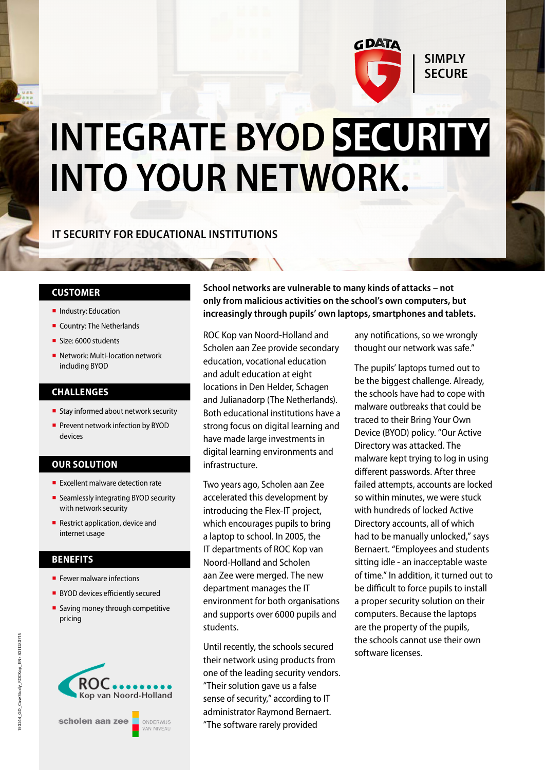SIMPLY SECURE

# INTEGRATE BYOD SECURITY INTO YOUR NETWORK.

## IT SECURITY FOR EDUCATIONAL INSTITUTIONS

### CUSTOMER

- Industry: Education
- Country: The Netherlands
- Size: 6000 students
- Network: Multi-location network including BYOD

### CHALLENGES

- Stay informed about network security
- Prevent network infection by BYOD devices

### OUR SOLUTION

- Excellent malware detection rate
- Seamlessly integrating BYOD security with network security
- Restrict application, device and internet usage

### BENEFITS

- Fewer malware infections
- BYOD devices efficiently secured
- Saving money through competitive pricing

**School networks are vulnerable to many kinds of attacks – not only from malicious activities on the school's own computers, but increasingly through pupils' own laptops, smartphones and tablets.**

ROC Kop van Noord-Holland and Scholen aan Zee provide secondary education, vocational education and adult education at eight locations in Den Helder, Schagen and Julianadorp (The Netherlands). Both educational institutions have a strong focus on digital learning and have made large investments in digital learning environments and infrastructure.

Two years ago, Scholen aan Zee accelerated this development by introducing the Flex-IT project, which encourages pupils to bring a laptop to school. In 2005, the IT departments of ROC Kop van Noord-Holland and Scholen aan Zee were merged. The new department manages the IT environment for both organisations and supports over 6000 pupils and students.

Until recently, the schools secured their network using products from one of the leading security vendors. "Their solution gave us a false sense of security," according to IT administrator Raymond Bernaert. "The software rarely provided any notifications, so we wrongly thought our network was safe."

The pupils' laptops turned out to be the biggest challenge. Already, the schools have had to cope with malware outbreaks that could be traced to their Bring Your Own Device (BYOD) policy. "Our Active Directory was attacked. The malware kept trying to log in using different passwords. After three failed attempts, accounts are locked so within minutes, we were stuck with hundreds of locked Active Directory accounts, all of which had to be manually unlocked," says Bernaert. "Employees and students sitting idle - an inacceptable waste of time." In addition, it turned out to be difficult to force pupils to install a proper security solution on their computers. Because the laptops are the property of the pupils, the schools cannot use their own software licenses.

ROC Kop van Noord-Holland

scholen aan zee ONDERWIJS VAN NIVEAU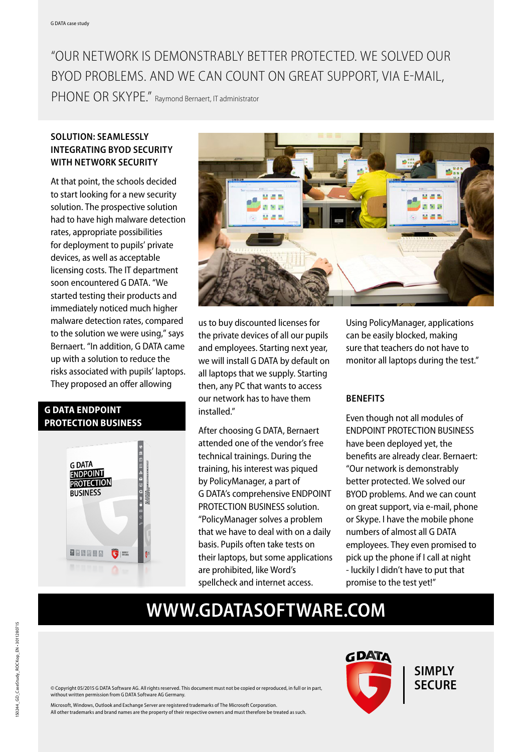"OUR NETWORK IS DEMONSTRABLY BETTER PROTECTED. WE SOLVED OUR BYOD PROBLEMS. AND WE CAN COUNT ON GREAT SUPPORT, VIA E-MAIL, PHONE OR SKYPE." Raymond Bernaert, IT administrator

## SOLUTION: SEAMLESSLY INTEGRATING BYOD SECURITY WITH NETWORK SECURITY

At that point, the schools decided to start looking for a new security solution. The prospective solution had to have high malware detection rates, appropriate possibilities for deployment to pupils' private devices, as well as acceptable licensing costs. The IT department soon encountered G DATA. "We started testing their products and immediately noticed much higher malware detection rates, compared to the solution we were using," says Bernaert. "In addition, G DATA came up with a solution to reduce the risks associated with pupils' laptops. They proposed an offer allowing us to buy discounted licenses for the private devices of all our pupils and employees. Starting next year, we will install G DATA by default on all laptops that we supply. Starting then, any PC that wants to access our network has to have them installed."

After choosing G DATA, Bernaert attended one of the vendor's free technical trainings. During the training, his interest was piqued by PolicyManager, a part of G DATA's comprehensive ENDPOINT PROTECTION BUSINESS solution. "PolicyManager solves a problem that we have to deal with on a daily basis. Pupils often take tests on their laptops, but some applications are prohibited, like Word's spellcheck and internet access. Using PolicyManager, applications can be easily blocked, making sure that teachers do not have to monitor all laptops during the test."

**G DATA ENDPOINT PROTECTION BUSINESS**

## BENEFITS

Even though not all modules of ENDPOINT PROTECTION BUSINESS have been deployed yet, the benefits are already clear. Bernaert: "Our network is demonstrably better protected. We solved our BYOD problems. And we can count on great support, via e-mail, phone or Skype. I have the mobile phone numbers of almost all G DATA employees. They even promised to pick up the phone if I call at night - luckily I didn't have to put that promise to the test yet!"

# WWW.GDATASOFTWARE.COM

© Copyright 05/2015 G DATA Software AG. All rights reserved. This document must not be copied or reproduced, in full or in part, without written permission from G DATA Software AG Germany.

Microsoft, Windows, Outlook and Exchange Server are registered trademarks of The Microsoft Corporation. All other trademarks and brand names are the property of their respective owners and must therefore be treated as such.

G DATA | SIMPLY SECURE